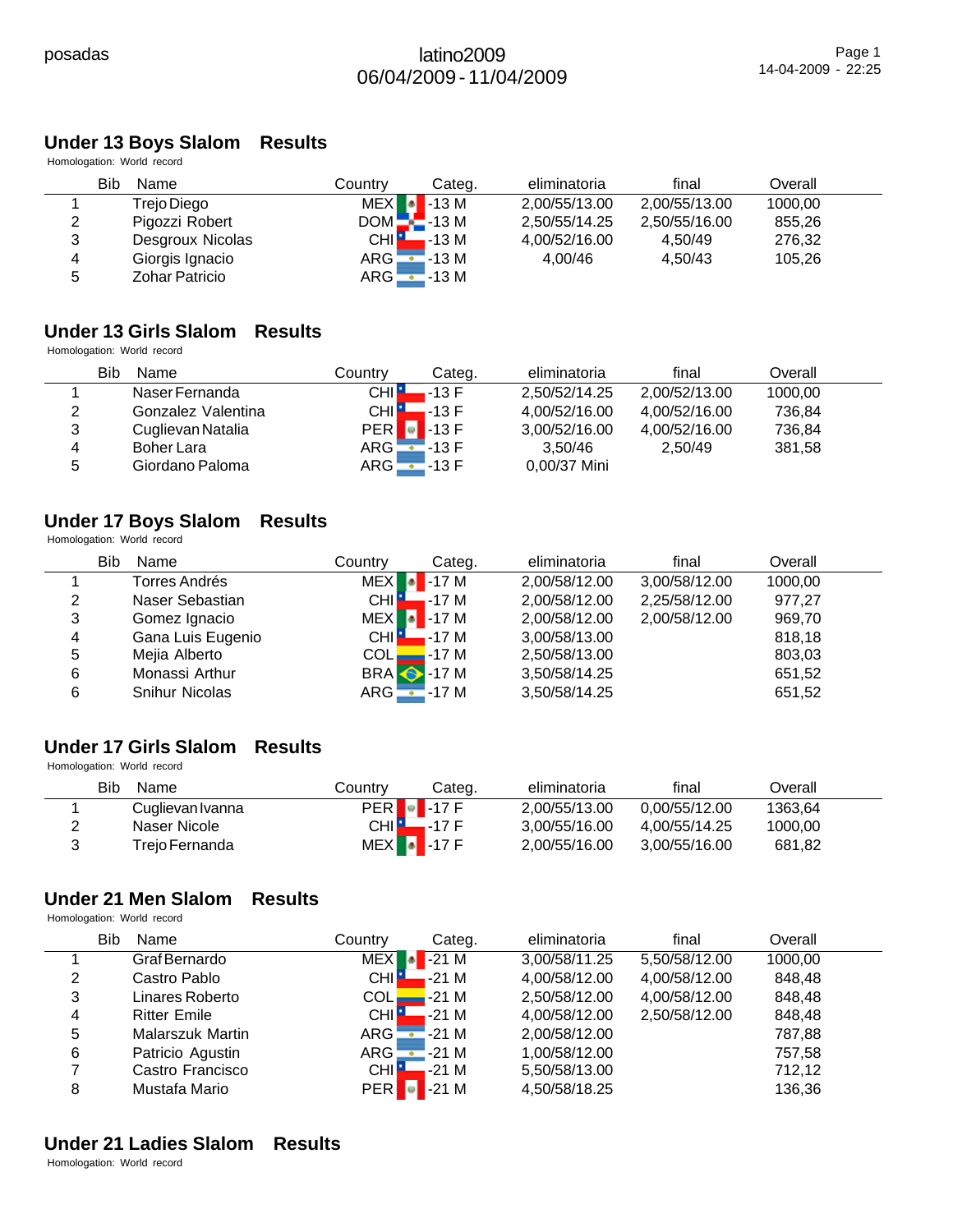posadas

latino2009
06/04/2009 - 11/04/2009

## Under 13 Boys Slalom Results

Homologation: World record

| | Bib | Name | Country | Categ. | eliminatoria | final | Overall |
|---|---|---|---|---|---|---|---|
| 1 | | Trejo Diego | MEX | -13 M | 2,00/55/13.00 | 2,00/55/13.00 | 1000,00 |
| 2 | | Pigozzi Robert | DOM | -13 M | 2,50/55/14.25 | 2,50/55/16.00 | 855,26 |
| 3 | | Desgroux Nicolas | CHI | -13 M | 4,00/52/16.00 | 4,50/49 | 276,32 |
| 4 | | Giorgis Ignacio | ARG | -13 M | 4,00/46 | 4,50/43 | 105,26 |
| 5 | | Zohar Patricio | ARG | -13 M | | | |

## Under 13 Girls Slalom Results

Homologation: World record

| | Bib | Name | Country | Categ. | eliminatoria | final | Overall |
|---|---|---|---|---|---|---|---|
| 1 | | Naser Fernanda | CHI | -13 F | 2,50/52/14.25 | 2,00/52/13.00 | 1000,00 |
| 2 | | Gonzalez Valentina | CHI | -13 F | 4,00/52/16.00 | 4,00/52/16.00 | 736,84 |
| 3 | | Cuglievan Natalia | PER | -13 F | 3,00/52/16.00 | 4,00/52/16.00 | 736,84 |
| 4 | | Boher Lara | ARG | -13 F | 3,50/46 | 2,50/49 | 381,58 |
| 5 | | Giordano Paloma | ARG | -13 F | 0,00/37 Mini | | |

## Under 17 Boys Slalom Results

Homologation: World record

| | Bib | Name | Country | Categ. | eliminatoria | final | Overall |
|---|---|---|---|---|---|---|---|
| 1 | | Torres Andrés | MEX | -17 M | 2,00/58/12.00 | 3,00/58/12.00 | 1000,00 |
| 2 | | Naser Sebastian | CHI | -17 M | 2,00/58/12.00 | 2,25/58/12.00 | 977,27 |
| 3 | | Gomez Ignacio | MEX | -17 M | 2,00/58/12.00 | 2,00/58/12.00 | 969,70 |
| 4 | | Gana Luis Eugenio | CHI | -17 M | 3,00/58/13.00 | | 818,18 |
| 5 | | Mejia Alberto | COL | -17 M | 2,50/58/13.00 | | 803,03 |
| 6 | | Monassi Arthur | BRA | -17 M | 3,50/58/14.25 | | 651,52 |
| 6 | | Snihur Nicolas | ARG | -17 M | 3,50/58/14.25 | | 651,52 |

## Under 17 Girls Slalom Results

Homologation: World record

| | Bib | Name | Country | Categ. | eliminatoria | final | Overall |
|---|---|---|---|---|---|---|---|
| 1 | | Cuglievan Ivanna | PER | -17 F | 2,00/55/13.00 | 0,00/55/12.00 | 1363,64 |
| 2 | | Naser Nicole | CHI | -17 F | 3,00/55/16.00 | 4,00/55/14.25 | 1000,00 |
| 3 | | Trejo Fernanda | MEX | -17 F | 2,00/55/16.00 | 3,00/55/16.00 | 681,82 |

## Under 21 Men Slalom Results

Homologation: World record

| | Bib | Name | Country | Categ. | eliminatoria | final | Overall |
|---|---|---|---|---|---|---|---|
| 1 | | Graf Bernardo | MEX | -21 M | 3,00/58/11.25 | 5,50/58/12.00 | 1000,00 |
| 2 | | Castro Pablo | CHI | -21 M | 4,00/58/12.00 | 4,00/58/12.00 | 848,48 |
| 3 | | Linares Roberto | COL | -21 M | 2,50/58/12.00 | 4,00/58/12.00 | 848,48 |
| 4 | | Ritter Emile | CHI | -21 M | 4,00/58/12.00 | 2,50/58/12.00 | 848,48 |
| 5 | | Malarszuk Martin | ARG | -21 M | 2,00/58/12.00 | | 787,88 |
| 6 | | Patricio Agustin | ARG | -21 M | 1,00/58/12.00 | | 757,58 |
| 7 | | Castro Francisco | CHI | -21 M | 5,50/58/13.00 | | 712,12 |
| 8 | | Mustafa Mario | PER | -21 M | 4,50/58/18.25 | | 136,36 |

## Under 21 Ladies Slalom Results

Homologation: World record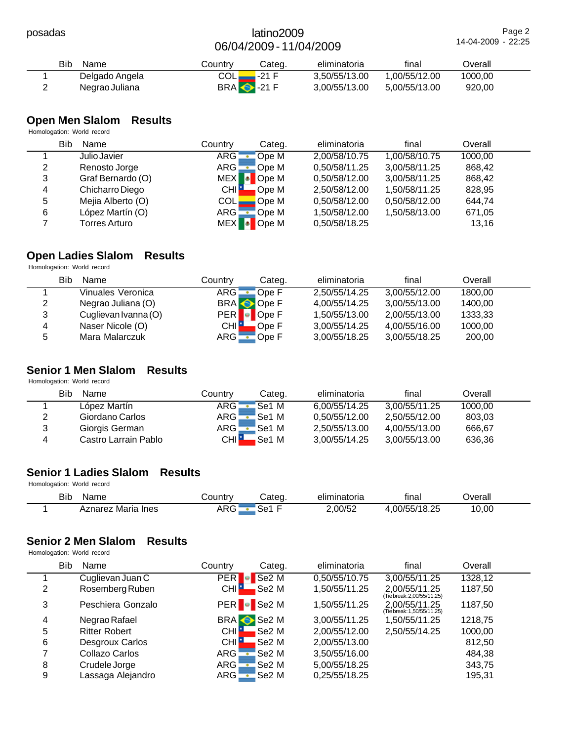| | Bib | Name | Country | Categ. | eliminatoria | final | Overall |
|---|---|---|---|---|---|---|---|
| 1 | | Delgado Angela | COL | -21 F | 3,50/55/13.00 | 1,00/55/12.00 | 1000,00 |
| 2 | | Negrao Juliana | BRA | -21 F | 3,00/55/13.00 | 5,00/55/13.00 | 920,00 |

## Open Men Slalom Results

Homologation: World record

| | Bib | Name | Country | Categ. | eliminatoria | final | Overall |
|---|---|---|---|---|---|---|---|
| 1 | | Julio Javier | ARG | Ope M | 2,00/58/10.75 | 1,00/58/10.75 | 1000,00 |
| 2 | | Renosto Jorge | ARG | Ope M | 0,50/58/11.25 | 3,00/58/11.25 | 868,42 |
| 3 | | Graf Bernardo (O) | MEX | Ope M | 0,50/58/12.00 | 3,00/58/11.25 | 868,42 |
| 4 | | Chicharro Diego | CHI | Ope M | 2,50/58/12.00 | 1,50/58/11.25 | 828,95 |
| 5 | | Mejia Alberto (O) | COL | Ope M | 0,50/58/12.00 | 0,50/58/12.00 | 644,74 |
| 6 | | López Martín (O) | ARG | Ope M | 1,50/58/12.00 | 1,50/58/13.00 | 671,05 |
| 7 | | Torres Arturo | MEX | Ope M | 0,50/58/18.25 | | 13,16 |

## Open Ladies Slalom Results

Homologation: World record

| | Bib | Name | Country | Categ. | eliminatoria | final | Overall |
|---|---|---|---|---|---|---|---|
| 1 | | Vinuales Veronica | ARG | Ope F | 2,50/55/14.25 | 3,00/55/12.00 | 1800,00 |
| 2 | | Negrao Juliana (O) | BRA | Ope F | 4,00/55/14.25 | 3,00/55/13.00 | 1400,00 |
| 3 | | Cuglievan Ivanna (O) | PER | Ope F | 1,50/55/13.00 | 2,00/55/13.00 | 1333,33 |
| 4 | | Naser Nicole (O) | CHI | Ope F | 3,00/55/14.25 | 4,00/55/16.00 | 1000,00 |
| 5 | | Mara Malarczuk | ARG | Ope F | 3,00/55/18.25 | 3,00/55/18.25 | 200,00 |

## Senior 1 Men Slalom Results

Homologation: World record

| | Bib | Name | Country | Categ. | eliminatoria | final | Overall |
|---|---|---|---|---|---|---|---|
| 1 | | López Martín | ARG | Se1 M | 6,00/55/14.25 | 3,00/55/11.25 | 1000,00 |
| 2 | | Giordano Carlos | ARG | Se1 M | 0,50/55/12.00 | 2,50/55/12.00 | 803,03 |
| 3 | | Giorgis German | ARG | Se1 M | 2,50/55/13.00 | 4,00/55/13.00 | 666,67 |
| 4 | | Castro Larrain Pablo | CHI | Se1 M | 3,00/55/14.25 | 3,00/55/13.00 | 636,36 |

## Senior 1 Ladies Slalom Results

Homologation: World record

| | Bib | Name | Country | Categ. | eliminatoria | final | Overall |
|---|---|---|---|---|---|---|---|
| 1 | | Aznarez Maria Ines | ARG | Se1 F | 2,00/52 | 4,00/55/18.25 | 10,00 |

## Senior 2 Men Slalom Results

Homologation: World record

| | Bib | Name | Country | Categ. | eliminatoria | final | Overall |
|---|---|---|---|---|---|---|---|
| 1 | | Cuglievan Juan C | PER | Se2 M | 0,50/55/10.75 | 3,00/55/11.25 | 1328,12 |
| 2 | | Rosemberg Ruben | CHI | Se2 M | 1,50/55/11.25 | 2,00/55/11.25 (Tie break: 2,00/55/11.25) | 1187,50 |
| 3 | | Peschiera Gonzalo | PER | Se2 M | 1,50/55/11.25 | 2,00/55/11.25 (Tie break: 1,50/55/11.25) | 1187,50 |
| 4 | | Negrao Rafael | BRA | Se2 M | 3,00/55/11.25 | 1,50/55/11.25 | 1218,75 |
| 5 | | Ritter Robert | CHI | Se2 M | 2,00/55/12.00 | 2,50/55/14.25 | 1000,00 |
| 6 | | Desgroux Carlos | CHI | Se2 M | 2,00/55/13.00 | | 812,50 |
| 7 | | Collazo Carlos | ARG | Se2 M | 3,50/55/16.00 | | 484,38 |
| 8 | | Crudele Jorge | ARG | Se2 M | 5,00/55/18.25 | | 343,75 |
| 9 | | Lassaga Alejandro | ARG | Se2 M | 0,25/55/18.25 | | 195,31 |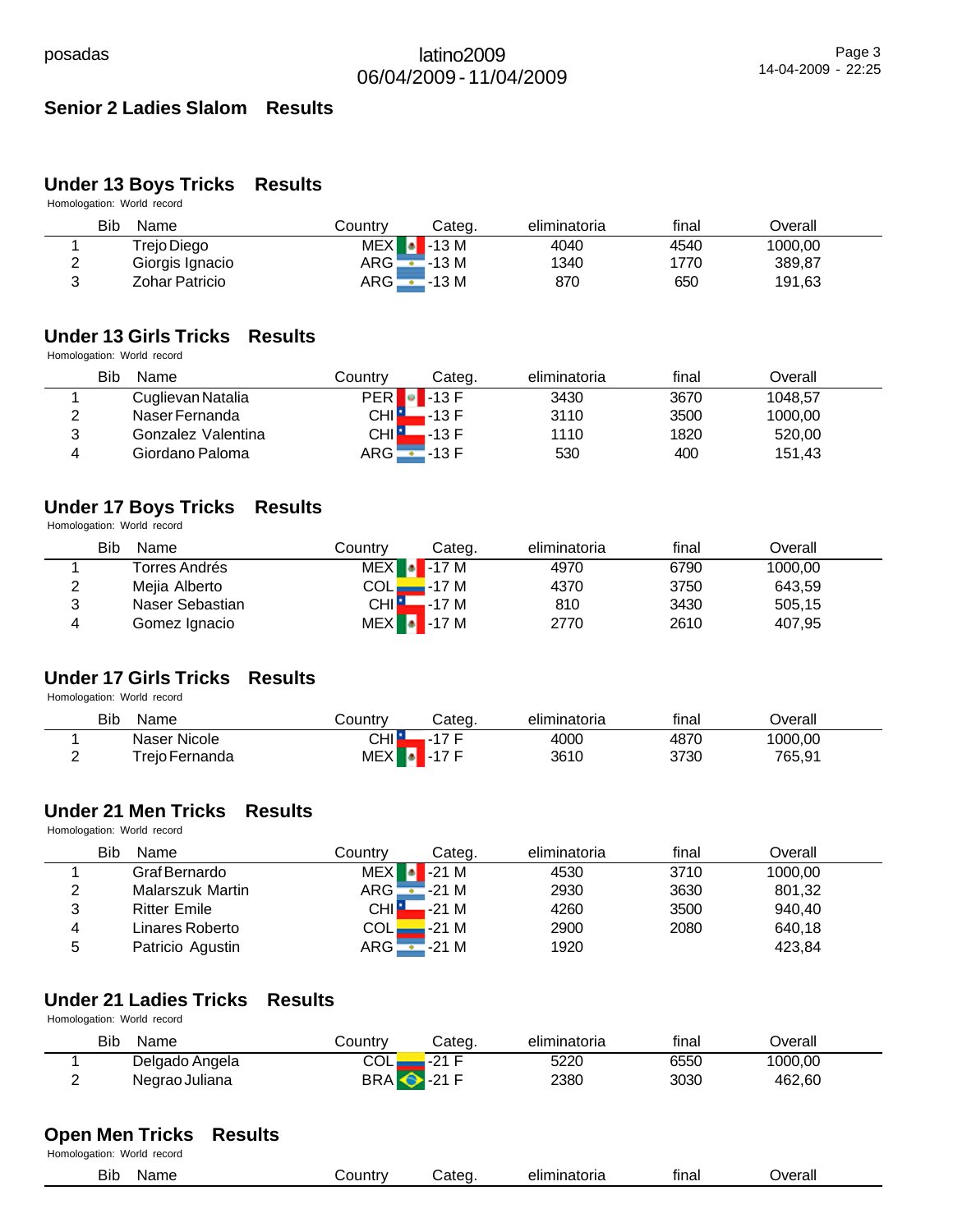## Senior 2 Ladies Slalom Results

## Under 13 Boys Tricks Results

Homologation: World record

| | Bib | Name | Country | Categ. | eliminatoria | final | Overall |
|---|---|---|---|---|---|---|---|
| 1 | | Trejo Diego | MEX | -13 M | 4040 | 4540 | 1000,00 |
| 2 | | Giorgis Ignacio | ARG | -13 M | 1340 | 1770 | 389,87 |
| 3 | | Zohar Patricio | ARG | -13 M | 870 | 650 | 191,63 |

## Under 13 Girls Tricks Results

Homologation: World record

| | Bib | Name | Country | Categ. | eliminatoria | final | Overall |
|---|---|---|---|---|---|---|---|
| 1 | | Cuglievan Natalia | PER | -13 F | 3430 | 3670 | 1048,57 |
| 2 | | Naser Fernanda | CHI | -13 F | 3110 | 3500 | 1000,00 |
| 3 | | Gonzalez Valentina | CHI | -13 F | 1110 | 1820 | 520,00 |
| 4 | | Giordano Paloma | ARG | -13 F | 530 | 400 | 151,43 |

## Under 17 Boys Tricks Results

Homologation: World record

| | Bib | Name | Country | Categ. | eliminatoria | final | Overall |
|---|---|---|---|---|---|---|---|
| 1 | | Torres Andrés | MEX | -17 M | 4970 | 6790 | 1000,00 |
| 2 | | Mejia Alberto | COL | -17 M | 4370 | 3750 | 643,59 |
| 3 | | Naser Sebastian | CHI | -17 M | 810 | 3430 | 505,15 |
| 4 | | Gomez Ignacio | MEX | -17 M | 2770 | 2610 | 407,95 |

## Under 17 Girls Tricks Results

Homologation: World record

| | Bib | Name | Country | Categ. | eliminatoria | final | Overall |
|---|---|---|---|---|---|---|---|
| 1 | | Naser Nicole | CHI | -17 F | 4000 | 4870 | 1000,00 |
| 2 | | Trejo Fernanda | MEX | -17 F | 3610 | 3730 | 765,91 |

## Under 21 Men Tricks Results

Homologation: World record

| | Bib | Name | Country | Categ. | eliminatoria | final | Overall |
|---|---|---|---|---|---|---|---|
| 1 | | Graf Bernardo | MEX | -21 M | 4530 | 3710 | 1000,00 |
| 2 | | Malarszuk Martin | ARG | -21 M | 2930 | 3630 | 801,32 |
| 3 | | Ritter Emile | CHI | -21 M | 4260 | 3500 | 940,40 |
| 4 | | Linares Roberto | COL | -21 M | 2900 | 2080 | 640,18 |
| 5 | | Patricio Agustin | ARG | -21 M | 1920 | | 423,84 |

## Under 21 Ladies Tricks Results

Homologation: World record

| | Bib | Name | Country | Categ. | eliminatoria | final | Overall |
|---|---|---|---|---|---|---|---|
| 1 | | Delgado Angela | COL | -21 F | 5220 | 6550 | 1000,00 |
| 2 | | Negrao Juliana | BRA | -21 F | 2380 | 3030 | 462,60 |

## Open Men Tricks Results

Homologation: World record

| | Bib | Name | Country | Categ. | eliminatoria | final | Overall |
|---|---|---|---|---|---|---|---|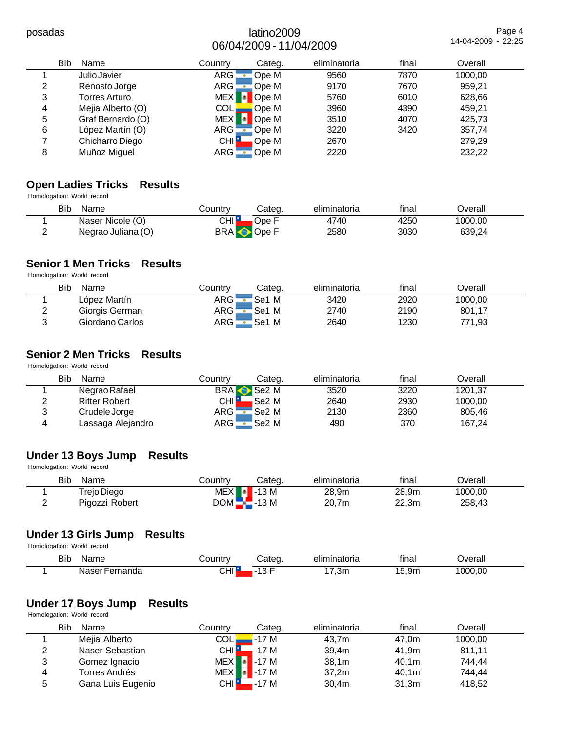| | Bib | Name | Country | Categ. | eliminatoria | final | Overall |
|---|---|---|---|---|---|---|---|
| 1 | | Julio Javier | ARG | Ope M | 9560 | 7870 | 1000,00 |
| 2 | | Renosto Jorge | ARG | Ope M | 9170 | 7670 | 959,21 |
| 3 | | Torres Arturo | MEX | Ope M | 5760 | 6010 | 628,66 |
| 4 | | Mejia Alberto (O) | COL | Ope M | 3960 | 4390 | 459,21 |
| 5 | | Graf Bernardo (O) | MEX | Ope M | 3510 | 4070 | 425,73 |
| 6 | | López Martín (O) | ARG | Ope M | 3220 | 3420 | 357,74 |
| 7 | | Chicharro Diego | CHI | Ope M | 2670 | | 279,29 |
| 8 | | Muñoz Miguel | ARG | Ope M | 2220 | | 232,22 |

## Open Ladies Tricks Results

Homologation: World record

| | Bib | Name | Country | Categ. | eliminatoria | final | Overall |
|---|---|---|---|---|---|---|---|
| 1 | | Naser Nicole (O) | CHI | Ope F | 4740 | 4250 | 1000,00 |
| 2 | | Negrao Juliana (O) | BRA | Ope F | 2580 | 3030 | 639,24 |

## Senior 1 Men Tricks Results

Homologation: World record

| | Bib | Name | Country | Categ. | eliminatoria | final | Overall |
|---|---|---|---|---|---|---|---|
| 1 | | López Martín | ARG | Se1 M | 3420 | 2920 | 1000,00 |
| 2 | | Giorgis German | ARG | Se1 M | 2740 | 2190 | 801,17 |
| 3 | | Giordano Carlos | ARG | Se1 M | 2640 | 1230 | 771,93 |

## Senior 2 Men Tricks Results

Homologation: World record

| | Bib | Name | Country | Categ. | eliminatoria | final | Overall |
|---|---|---|---|---|---|---|---|
| 1 | | Negrao Rafael | BRA | Se2 M | 3520 | 3220 | 1201,37 |
| 2 | | Ritter Robert | CHI | Se2 M | 2640 | 2930 | 1000,00 |
| 3 | | Crudele Jorge | ARG | Se2 M | 2130 | 2360 | 805,46 |
| 4 | | Lassaga Alejandro | ARG | Se2 M | 490 | 370 | 167,24 |

## Under 13 Boys Jump Results

Homologation: World record

| | Bib | Name | Country | Categ. | eliminatoria | final | Overall |
|---|---|---|---|---|---|---|---|
| 1 | | Trejo Diego | MEX | -13 M | 28,9m | 28,9m | 1000,00 |
| 2 | | Pigozzi Robert | DOM | -13 M | 20,7m | 22,3m | 258,43 |

## Under 13 Girls Jump Results

Homologation: World record

| | Bib | Name | Country | Categ. | eliminatoria | final | Overall |
|---|---|---|---|---|---|---|---|
| 1 | | Naser Fernanda | CHI | -13 F | 17,3m | 15,9m | 1000,00 |

## Under 17 Boys Jump Results

Homologation: World record

| | Bib | Name | Country | Categ. | eliminatoria | final | Overall |
|---|---|---|---|---|---|---|---|
| 1 | | Mejia Alberto | COL | -17 M | 43,7m | 47,0m | 1000,00 |
| 2 | | Naser Sebastian | CHI | -17 M | 39,4m | 41,9m | 811,11 |
| 3 | | Gomez Ignacio | MEX | -17 M | 38,1m | 40,1m | 744,44 |
| 4 | | Torres Andrés | MEX | -17 M | 37,2m | 40,1m | 744,44 |
| 5 | | Gana Luis Eugenio | CHI | -17 M | 30,4m | 31,3m | 418,52 |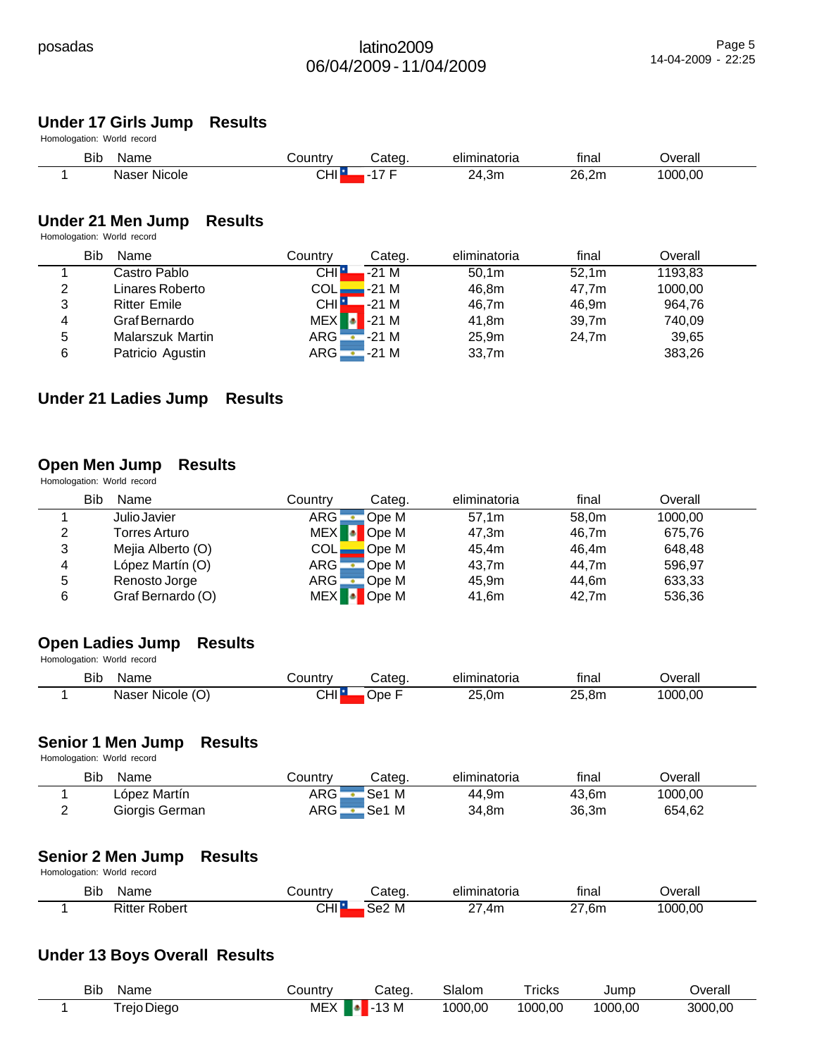## Under 17 Girls Jump Results

Homologation: World record

| Bib | Name | Country | Categ. | eliminatoria | final | Overall |
|---|---|---|---|---|---|---|
| 1 | Naser Nicole | CHI | -17 F | 24,3m | 26,2m | 1000,00 |

## Under 21 Men Jump Results

Homologation: World record

| Bib | Name | Country | Categ. | eliminatoria | final | Overall |
|---|---|---|---|---|---|---|
| 1 | Castro Pablo | CHI | -21 M | 50,1m | 52,1m | 1193,83 |
| 2 | Linares Roberto | COL | -21 M | 46,8m | 47,7m | 1000,00 |
| 3 | Ritter Emile | CHI | -21 M | 46,7m | 46,9m | 964,76 |
| 4 | Graf Bernardo | MEX | -21 M | 41,8m | 39,7m | 740,09 |
| 5 | Malarszuk Martin | ARG | -21 M | 25,9m | 24,7m | 39,65 |
| 6 | Patricio Agustin | ARG | -21 M | 33,7m | | 383,26 |

## Under 21 Ladies Jump Results

## Open Men Jump Results

Homologation: World record

| Bib | Name | Country | Categ. | eliminatoria | final | Overall |
|---|---|---|---|---|---|---|
| 1 | Julio Javier | ARG | Ope M | 57,1m | 58,0m | 1000,00 |
| 2 | Torres Arturo | MEX | Ope M | 47,3m | 46,7m | 675,76 |
| 3 | Mejia Alberto (O) | COL | Ope M | 45,4m | 46,4m | 648,48 |
| 4 | López Martín (O) | ARG | Ope M | 43,7m | 44,7m | 596,97 |
| 5 | Renosto Jorge | ARG | Ope M | 45,9m | 44,6m | 633,33 |
| 6 | Graf Bernardo (O) | MEX | Ope M | 41,6m | 42,7m | 536,36 |

## Open Ladies Jump Results

Homologation: World record

| Bib | Name | Country | Categ. | eliminatoria | final | Overall |
|---|---|---|---|---|---|---|
| 1 | Naser Nicole (O) | CHI | Ope F | 25,0m | 25,8m | 1000,00 |

## Senior 1 Men Jump Results

Homologation: World record

| Bib | Name | Country | Categ. | eliminatoria | final | Overall |
|---|---|---|---|---|---|---|
| 1 | López Martín | ARG | Se1 M | 44,9m | 43,6m | 1000,00 |
| 2 | Giorgis German | ARG | Se1 M | 34,8m | 36,3m | 654,62 |

## Senior 2 Men Jump Results

Homologation: World record

| Bib | Name | Country | Categ. | eliminatoria | final | Overall |
|---|---|---|---|---|---|---|
| 1 | Ritter Robert | CHI | Se2 M | 27,4m | 27,6m | 1000,00 |

## Under 13 Boys Overall Results

| Bib | Name | Country | Categ. | Slalom | Tricks | Jump | Overall |
|---|---|---|---|---|---|---|---|
| 1 | Trejo Diego | MEX | -13 M | 1000,00 | 1000,00 | 1000,00 | 3000,00 |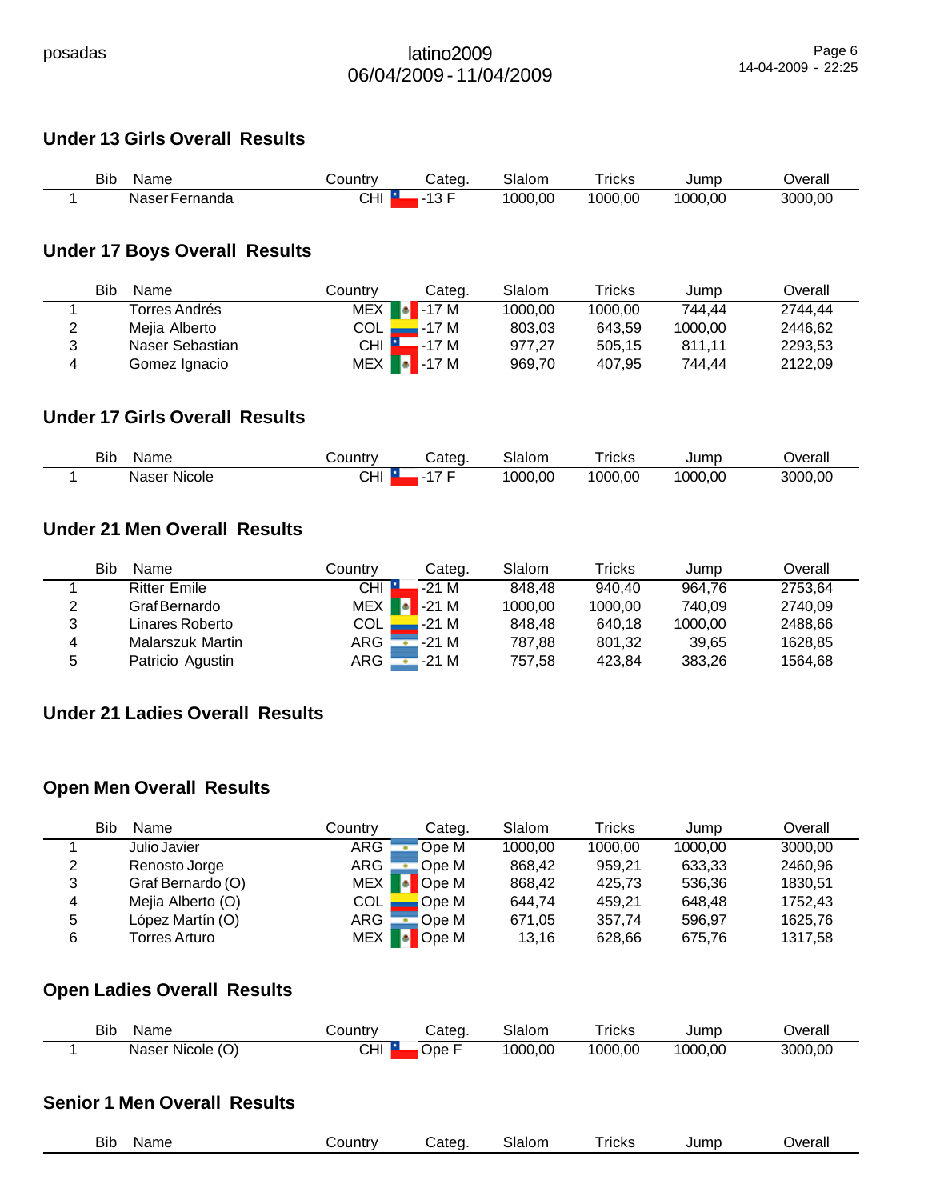## Under 13 Girls Overall Results

| | Bib | Name | Country | Categ. | Slalom | Tricks | Jump | Overall |
|---|---|---|---|---|---|---|---|---|
| 1 | | Naser Fernanda | CHI | -13 F | 1000,00 | 1000,00 | 1000,00 | 3000,00 |

## Under 17 Boys Overall Results

| | Bib | Name | Country | Categ. | Slalom | Tricks | Jump | Overall |
|---|---|---|---|---|---|---|---|---|
| 1 | | Torres Andrés | MEX | -17 M | 1000,00 | 1000,00 | 744,44 | 2744,44 |
| 2 | | Mejia Alberto | COL | -17 M | 803,03 | 643,59 | 1000,00 | 2446,62 |
| 3 | | Naser Sebastian | CHI | -17 M | 977,27 | 505,15 | 811,11 | 2293,53 |
| 4 | | Gomez Ignacio | MEX | -17 M | 969,70 | 407,95 | 744,44 | 2122,09 |

## Under 17 Girls Overall Results

| | Bib | Name | Country | Categ. | Slalom | Tricks | Jump | Overall |
|---|---|---|---|---|---|---|---|---|
| 1 | | Naser Nicole | CHI | -17 F | 1000,00 | 1000,00 | 1000,00 | 3000,00 |

## Under 21 Men Overall Results

| | Bib | Name | Country | Categ. | Slalom | Tricks | Jump | Overall |
|---|---|---|---|---|---|---|---|---|
| 1 | | Ritter Emile | CHI | -21 M | 848,48 | 940,40 | 964,76 | 2753,64 |
| 2 | | Graf Bernardo | MEX | -21 M | 1000,00 | 1000,00 | 740,09 | 2740,09 |
| 3 | | Linares Roberto | COL | -21 M | 848,48 | 640,18 | 1000,00 | 2488,66 |
| 4 | | Malarszuk Martin | ARG | -21 M | 787,88 | 801,32 | 39,65 | 1628,85 |
| 5 | | Patricio Agustin | ARG | -21 M | 757,58 | 423,84 | 383,26 | 1564,68 |

## Under 21 Ladies Overall Results

## Open Men Overall Results

| | Bib | Name | Country | Categ. | Slalom | Tricks | Jump | Overall |
|---|---|---|---|---|---|---|---|---|
| 1 | | Julio Javier | ARG | Ope M | 1000,00 | 1000,00 | 1000,00 | 3000,00 |
| 2 | | Renosto Jorge | ARG | Ope M | 868,42 | 959,21 | 633,33 | 2460,96 |
| 3 | | Graf Bernardo (O) | MEX | Ope M | 868,42 | 425,73 | 536,36 | 1830,51 |
| 4 | | Mejia Alberto (O) | COL | Ope M | 644,74 | 459,21 | 648,48 | 1752,43 |
| 5 | | López Martín (O) | ARG | Ope M | 671,05 | 357,74 | 596,97 | 1625,76 |
| 6 | | Torres Arturo | MEX | Ope M | 13,16 | 628,66 | 675,76 | 1317,58 |

## Open Ladies Overall Results

| | Bib | Name | Country | Categ. | Slalom | Tricks | Jump | Overall |
|---|---|---|---|---|---|---|---|---|
| 1 | | Naser Nicole (O) | CHI | Ope F | 1000,00 | 1000,00 | 1000,00 | 3000,00 |

## Senior 1 Men Overall Results

| | Bib | Name | Country | Categ. | Slalom | Tricks | Jump | Overall |
|---|---|---|---|---|---|---|---|---|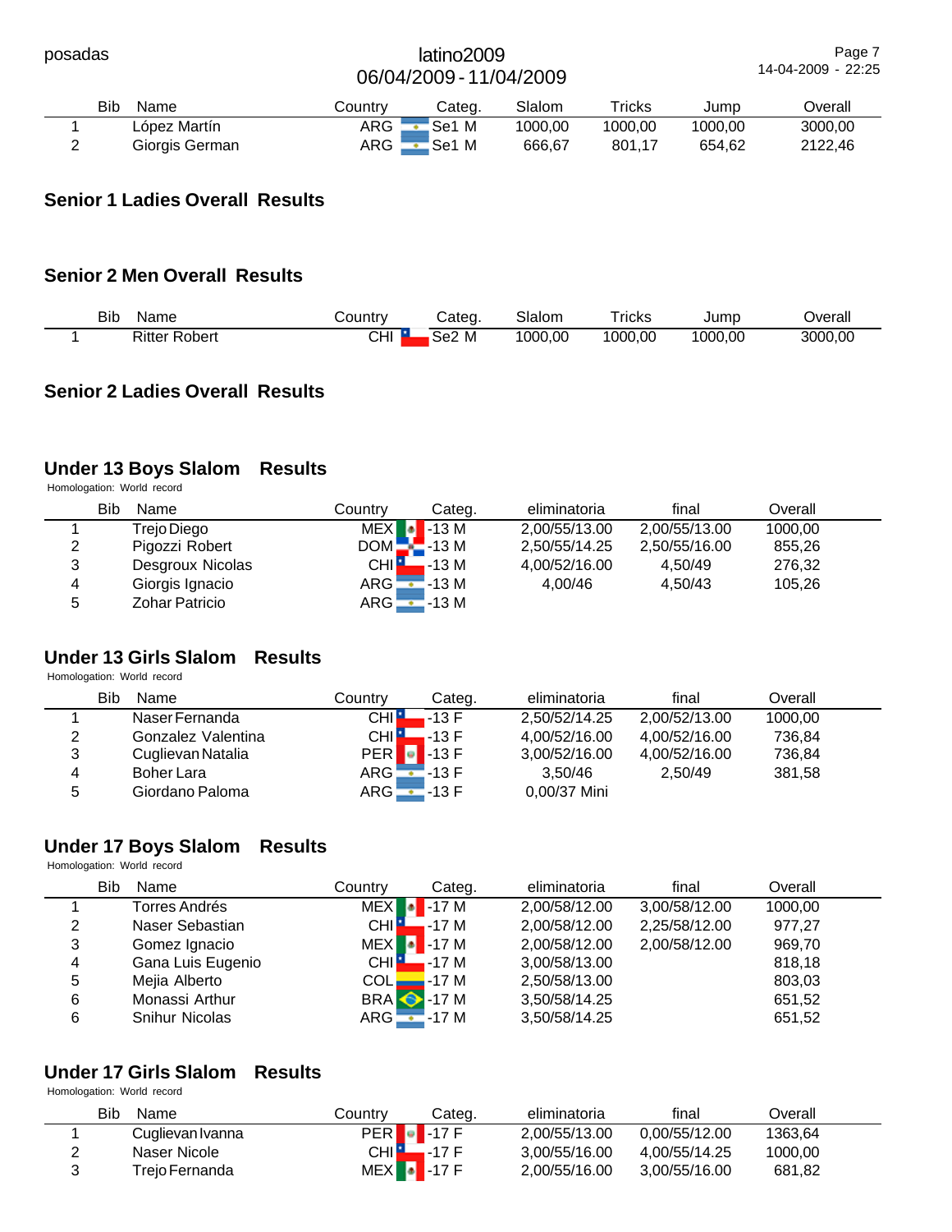| | Bib | Name | Country | Categ. | Slalom | Tricks | Jump | Overall |
|---|---|---|---|---|---|---|---|---|
| 1 | | López Martín | ARG | Se1 M | 1000,00 | 1000,00 | 1000,00 | 3000,00 |
| 2 | | Giorgis German | ARG | Se1 M | 666,67 | 801,17 | 654,62 | 2122,46 |

## Senior 1 Ladies Overall Results

## Senior 2 Men Overall Results

| | Bib | Name | Country | Categ. | Slalom | Tricks | Jump | Overall |
|---|---|---|---|---|---|---|---|---|
| 1 | | Ritter Robert | CHI | Se2 M | 1000,00 | 1000,00 | 1000,00 | 3000,00 |

## Senior 2 Ladies Overall Results

## Under 13 Boys Slalom Results

Homologation: World record

| | Bib | Name | Country | Categ. | eliminatoria | final | Overall |
|---|---|---|---|---|---|---|---|
| 1 | | Trejo Diego | MEX | -13 M | 2,00/55/13.00 | 2,00/55/13.00 | 1000,00 |
| 2 | | Pigozzi Robert | DOM | -13 M | 2,50/55/14.25 | 2,50/55/16.00 | 855,26 |
| 3 | | Desgroux Nicolas | CHI | -13 M | 4,00/52/16.00 | 4,50/49 | 276,32 |
| 4 | | Giorgis Ignacio | ARG | -13 M | 4,00/46 | 4,50/43 | 105,26 |
| 5 | | Zohar Patricio | ARG | -13 M | | | |

## Under 13 Girls Slalom Results

Homologation: World record

| | Bib | Name | Country | Categ. | eliminatoria | final | Overall |
|---|---|---|---|---|---|---|---|
| 1 | | Naser Fernanda | CHI | -13 F | 2,50/52/14.25 | 2,00/52/13.00 | 1000,00 |
| 2 | | Gonzalez Valentina | CHI | -13 F | 4,00/52/16.00 | 4,00/52/16.00 | 736,84 |
| 3 | | Cuglievan Natalia | PER | -13 F | 3,00/52/16.00 | 4,00/52/16.00 | 736,84 |
| 4 | | Boher Lara | ARG | -13 F | 3,50/46 | 2,50/49 | 381,58 |
| 5 | | Giordano Paloma | ARG | -13 F | 0,00/37 Mini | | |

## Under 17 Boys Slalom Results

Homologation: World record

| | Bib | Name | Country | Categ. | eliminatoria | final | Overall |
|---|---|---|---|---|---|---|---|
| 1 | | Torres Andrés | MEX | -17 M | 2,00/58/12.00 | 3,00/58/12.00 | 1000,00 |
| 2 | | Naser Sebastian | CHI | -17 M | 2,00/58/12.00 | 2,25/58/12.00 | 977,27 |
| 3 | | Gomez Ignacio | MEX | -17 M | 2,00/58/12.00 | 2,00/58/12.00 | 969,70 |
| 4 | | Gana Luis Eugenio | CHI | -17 M | 3,00/58/13.00 | | 818,18 |
| 5 | | Mejia Alberto | COL | -17 M | 2,50/58/13.00 | | 803,03 |
| 6 | | Monassi Arthur | BRA | -17 M | 3,50/58/14.25 | | 651,52 |
| 6 | | Snihur Nicolas | ARG | -17 M | 3,50/58/14.25 | | 651,52 |

## Under 17 Girls Slalom Results

Homologation: World record

| | Bib | Name | Country | Categ. | eliminatoria | final | Overall |
|---|---|---|---|---|---|---|---|
| 1 | | Cuglievan Ivanna | PER | -17 F | 2,00/55/13.00 | 0,00/55/12.00 | 1363,64 |
| 2 | | Naser Nicole | CHI | -17 F | 3,00/55/16.00 | 4,00/55/14.25 | 1000,00 |
| 3 | | Trejo Fernanda | MEX | -17 F | 2,00/55/16.00 | 3,00/55/16.00 | 681,82 |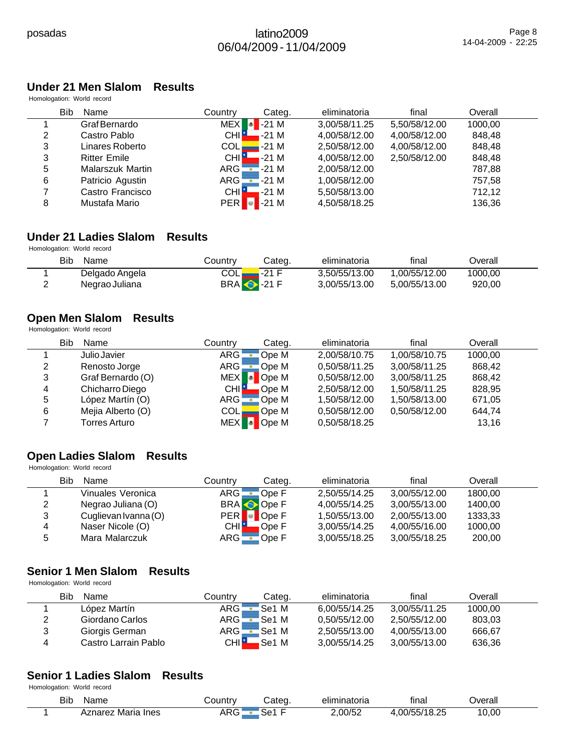## Under 21 Men Slalom Results

Homologation: World record

| Bib | Name | Country | Categ. | eliminatoria | final | Overall |
|---|---|---|---|---|---|---|
| 1 | Graf Bernardo | MEX | -21 M | 3,00/58/11.25 | 5,50/58/12.00 | 1000,00 |
| 2 | Castro Pablo | CHI | -21 M | 4,00/58/12.00 | 4,00/58/12.00 | 848,48 |
| 3 | Linares Roberto | COL | -21 M | 2,50/58/12.00 | 4,00/58/12.00 | 848,48 |
| 3 | Ritter Emile | CHI | -21 M | 4,00/58/12.00 | 2,50/58/12.00 | 848,48 |
| 5 | Malarszuk Martin | ARG | -21 M | 2,00/58/12.00 | | 787,88 |
| 6 | Patricio Agustin | ARG | -21 M | 1,00/58/12.00 | | 757,58 |
| 7 | Castro Francisco | CHI | -21 M | 5,50/58/13.00 | | 712,12 |
| 8 | Mustafa Mario | PER | -21 M | 4,50/58/18.25 | | 136,36 |

## Under 21 Ladies Slalom Results

Homologation: World record

| Bib | Name | Country | Categ. | eliminatoria | final | Overall |
|---|---|---|---|---|---|---|
| 1 | Delgado Angela | COL | -21 F | 3,50/55/13.00 | 1,00/55/12.00 | 1000,00 |
| 2 | Negrao Juliana | BRA | -21 F | 3,00/55/13.00 | 5,00/55/13.00 | 920,00 |

## Open Men Slalom Results

Homologation: World record

| Bib | Name | Country | Categ. | eliminatoria | final | Overall |
|---|---|---|---|---|---|---|
| 1 | Julio Javier | ARG | Ope M | 2,00/58/10.75 | 1,00/58/10.75 | 1000,00 |
| 2 | Renosto Jorge | ARG | Ope M | 0,50/58/11.25 | 3,00/58/11.25 | 868,42 |
| 3 | Graf Bernardo (O) | MEX | Ope M | 0,50/58/12.00 | 3,00/58/11.25 | 868,42 |
| 4 | Chicharro Diego | CHI | Ope M | 2,50/58/12.00 | 1,50/58/11.25 | 828,95 |
| 5 | López Martín (O) | ARG | Ope M | 1,50/58/12.00 | 1,50/58/13.00 | 671,05 |
| 6 | Mejia Alberto (O) | COL | Ope M | 0,50/58/12.00 | 0,50/58/12.00 | 644,74 |
| 7 | Torres Arturo | MEX | Ope M | 0,50/58/18.25 | | 13,16 |

## Open Ladies Slalom Results

Homologation: World record

| Bib | Name | Country | Categ. | eliminatoria | final | Overall |
|---|---|---|---|---|---|---|
| 1 | Vinuales Veronica | ARG | Ope F | 2,50/55/14.25 | 3,00/55/12.00 | 1800,00 |
| 2 | Negrao Juliana (O) | BRA | Ope F | 4,00/55/14.25 | 3,00/55/13.00 | 1400,00 |
| 3 | Cuglievan Ivanna (O) | PER | Ope F | 1,50/55/13.00 | 2,00/55/13.00 | 1333,33 |
| 4 | Naser Nicole (O) | CHI | Ope F | 3,00/55/14.25 | 4,00/55/16.00 | 1000,00 |
| 5 | Mara Malarczuk | ARG | Ope F | 3,00/55/18.25 | 3,00/55/18.25 | 200,00 |

## Senior 1 Men Slalom Results

Homologation: World record

| Bib | Name | Country | Categ. | eliminatoria | final | Overall |
|---|---|---|---|---|---|---|
| 1 | López Martín | ARG | Se1 M | 6,00/55/14.25 | 3,00/55/11.25 | 1000,00 |
| 2 | Giordano Carlos | ARG | Se1 M | 0,50/55/12.00 | 2,50/55/12.00 | 803,03 |
| 3 | Giorgis German | ARG | Se1 M | 2,50/55/13.00 | 4,00/55/13.00 | 666,67 |
| 4 | Castro Larrain Pablo | CHI | Se1 M | 3,00/55/14.25 | 3,00/55/13.00 | 636,36 |

## Senior 1 Ladies Slalom Results

Homologation: World record

| Bib | Name | Country | Categ. | eliminatoria | final | Overall |
|---|---|---|---|---|---|---|
| 1 | Aznarez Maria Ines | ARG | Se1 F | 2,00/52 | 4,00/55/18.25 | 10,00 |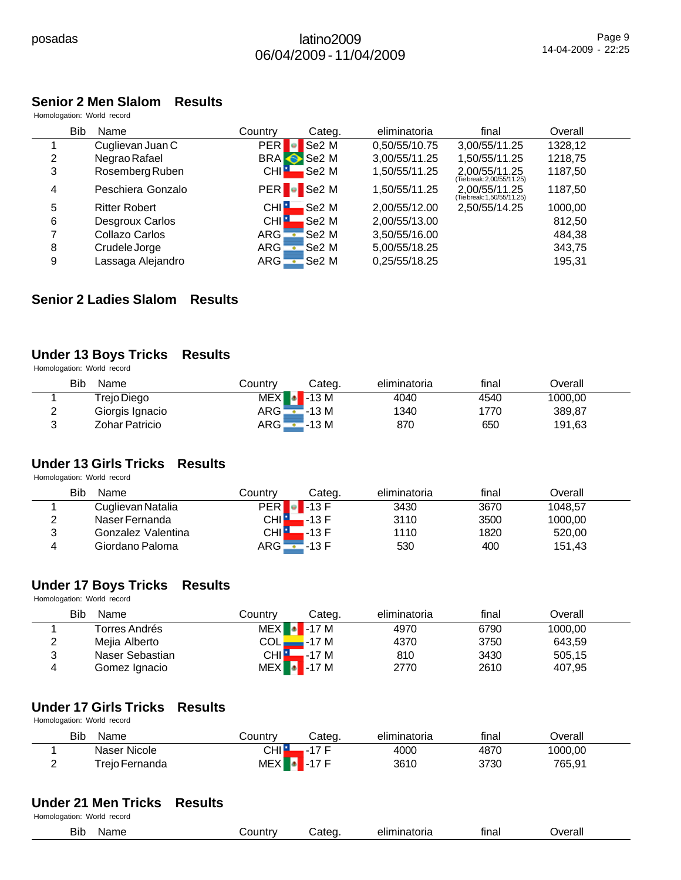## Senior 2 Men Slalom Results

Homologation: World record

| | Bib | Name | Country | Categ. | eliminatoria | final | Overall |
|---|---|---|---|---|---|---|---|
| 1 | | Cuglievan Juan C | PER | Se2 M | 0,50/55/10.75 | 3,00/55/11.25 | 1328,12 |
| 2 | | Negrao Rafael | BRA | Se2 M | 3,00/55/11.25 | 1,50/55/11.25 | 1218,75 |
| 3 | | Rosemberg Ruben | CHI | Se2 M | 1,50/55/11.25 | 2,00/55/11.25 (Tie break: 2,00/55/11.25) | 1187,50 |
| 4 | | Peschiera Gonzalo | PER | Se2 M | 1,50/55/11.25 | 2,00/55/11.25 (Tie break: 1,50/55/11.25) | 1187,50 |
| 5 | | Ritter Robert | CHI | Se2 M | 2,00/55/12.00 | 2,50/55/14.25 | 1000,00 |
| 6 | | Desgroux Carlos | CHI | Se2 M | 2,00/55/13.00 | | 812,50 |
| 7 | | Collazo Carlos | ARG | Se2 M | 3,50/55/16.00 | | 484,38 |
| 8 | | Crudele Jorge | ARG | Se2 M | 5,00/55/18.25 | | 343,75 |
| 9 | | Lassaga Alejandro | ARG | Se2 M | 0,25/55/18.25 | | 195,31 |

## Senior 2 Ladies Slalom Results

## Under 13 Boys Tricks Results

Homologation: World record

| | Bib | Name | Country | Categ. | eliminatoria | final | Overall |
|---|---|---|---|---|---|---|---|
| 1 | | Trejo Diego | MEX | -13 M | 4040 | 4540 | 1000,00 |
| 2 | | Giorgis Ignacio | ARG | -13 M | 1340 | 1770 | 389,87 |
| 3 | | Zohar Patricio | ARG | -13 M | 870 | 650 | 191,63 |

## Under 13 Girls Tricks Results

Homologation: World record

| | Bib | Name | Country | Categ. | eliminatoria | final | Overall |
|---|---|---|---|---|---|---|---|
| 1 | | Cuglievan Natalia | PER | -13 F | 3430 | 3670 | 1048,57 |
| 2 | | Naser Fernanda | CHI | -13 F | 3110 | 3500 | 1000,00 |
| 3 | | Gonzalez Valentina | CHI | -13 F | 1110 | 1820 | 520,00 |
| 4 | | Giordano Paloma | ARG | -13 F | 530 | 400 | 151,43 |

## Under 17 Boys Tricks Results

Homologation: World record

| | Bib | Name | Country | Categ. | eliminatoria | final | Overall |
|---|---|---|---|---|---|---|---|
| 1 | | Torres Andrés | MEX | -17 M | 4970 | 6790 | 1000,00 |
| 2 | | Mejia Alberto | COL | -17 M | 4370 | 3750 | 643,59 |
| 3 | | Naser Sebastian | CHI | -17 M | 810 | 3430 | 505,15 |
| 4 | | Gomez Ignacio | MEX | -17 M | 2770 | 2610 | 407,95 |

## Under 17 Girls Tricks Results

Homologation: World record

| | Bib | Name | Country | Categ. | eliminatoria | final | Overall |
|---|---|---|---|---|---|---|---|
| 1 | | Naser Nicole | CHI | -17 F | 4000 | 4870 | 1000,00 |
| 2 | | Trejo Fernanda | MEX | -17 F | 3610 | 3730 | 765,91 |

## Under 21 Men Tricks Results

Homologation: World record

| | Bib | Name | Country | Categ. | eliminatoria | final | Overall |
|---|---|---|---|---|---|---|---|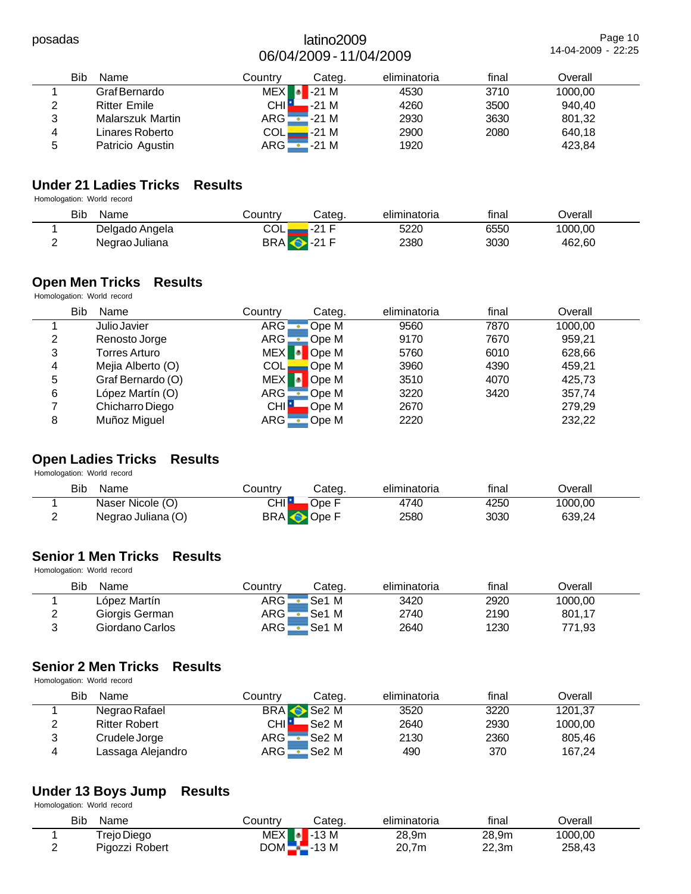| Bib | Name | Country | Categ. | eliminatoria | final | Overall |
|---|---|---|---|---|---|---|
| 1 | Graf Bernardo | MEX | -21 M | 4530 | 3710 | 1000,00 |
| 2 | Ritter Emile | CHI | -21 M | 4260 | 3500 | 940,40 |
| 3 | Malarszuk Martin | ARG | -21 M | 2930 | 3630 | 801,32 |
| 4 | Linares Roberto | COL | -21 M | 2900 | 2080 | 640,18 |
| 5 | Patricio Agustin | ARG | -21 M | 1920 | | 423,84 |

## Under 21 Ladies Tricks Results

Homologation: World record

| Bib | Name | Country | Categ. | eliminatoria | final | Overall |
|---|---|---|---|---|---|---|
| 1 | Delgado Angela | COL | -21 F | 5220 | 6550 | 1000,00 |
| 2 | Negrao Juliana | BRA | -21 F | 2380 | 3030 | 462,60 |

## Open Men Tricks Results

Homologation: World record

| Bib | Name | Country | Categ. | eliminatoria | final | Overall |
|---|---|---|---|---|---|---|
| 1 | Julio Javier | ARG | Ope M | 9560 | 7870 | 1000,00 |
| 2 | Renosto Jorge | ARG | Ope M | 9170 | 7670 | 959,21 |
| 3 | Torres Arturo | MEX | Ope M | 5760 | 6010 | 628,66 |
| 4 | Mejia Alberto (O) | COL | Ope M | 3960 | 4390 | 459,21 |
| 5 | Graf Bernardo (O) | MEX | Ope M | 3510 | 4070 | 425,73 |
| 6 | López Martín (O) | ARG | Ope M | 3220 | 3420 | 357,74 |
| 7 | Chicharro Diego | CHI | Ope M | 2670 | | 279,29 |
| 8 | Muñoz Miguel | ARG | Ope M | 2220 | | 232,22 |

## Open Ladies Tricks Results

Homologation: World record

| Bib | Name | Country | Categ. | eliminatoria | final | Overall |
|---|---|---|---|---|---|---|
| 1 | Naser Nicole (O) | CHI | Ope F | 4740 | 4250 | 1000,00 |
| 2 | Negrao Juliana (O) | BRA | Ope F | 2580 | 3030 | 639,24 |

## Senior 1 Men Tricks Results

Homologation: World record

| Bib | Name | Country | Categ. | eliminatoria | final | Overall |
|---|---|---|---|---|---|---|
| 1 | López Martín | ARG | Se1 M | 3420 | 2920 | 1000,00 |
| 2 | Giorgis German | ARG | Se1 M | 2740 | 2190 | 801,17 |
| 3 | Giordano Carlos | ARG | Se1 M | 2640 | 1230 | 771,93 |

## Senior 2 Men Tricks Results

Homologation: World record

| Bib | Name | Country | Categ. | eliminatoria | final | Overall |
|---|---|---|---|---|---|---|
| 1 | Negrao Rafael | BRA | Se2 M | 3520 | 3220 | 1201,37 |
| 2 | Ritter Robert | CHI | Se2 M | 2640 | 2930 | 1000,00 |
| 3 | Crudele Jorge | ARG | Se2 M | 2130 | 2360 | 805,46 |
| 4 | Lassaga Alejandro | ARG | Se2 M | 490 | 370 | 167,24 |

## Under 13 Boys Jump Results

Homologation: World record

| Bib | Name | Country | Categ. | eliminatoria | final | Overall |
|---|---|---|---|---|---|---|
| 1 | Trejo Diego | MEX | -13 M | 28,9m | 28,9m | 1000,00 |
| 2 | Pigozzi Robert | DOM | -13 M | 20,7m | 22,3m | 258,43 |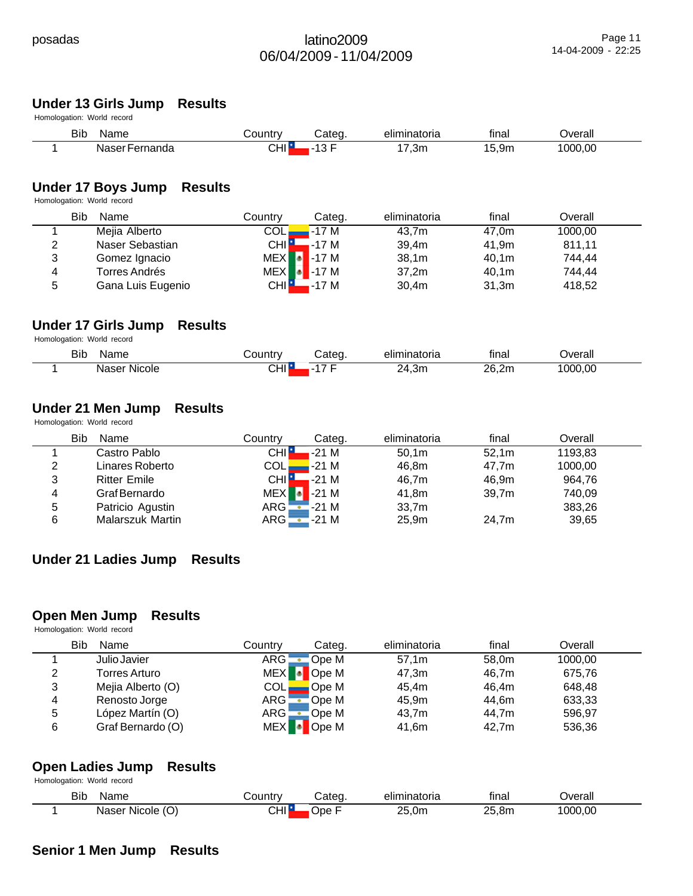## Under 13 Girls Jump Results

Homologation: World record

| | Bib | Name | Country | Categ. | eliminatoria | final | Overall |
|---|---|---|---|---|---|---|---|
| 1 | | Naser Fernanda | CHI | -13 F | 17,3m | 15,9m | 1000,00 |

## Under 17 Boys Jump Results

Homologation: World record

| | Bib | Name | Country | Categ. | eliminatoria | final | Overall |
|---|---|---|---|---|---|---|---|
| 1 | | Mejia Alberto | COL | -17 M | 43,7m | 47,0m | 1000,00 |
| 2 | | Naser Sebastian | CHI | -17 M | 39,4m | 41,9m | 811,11 |
| 3 | | Gomez Ignacio | MEX | -17 M | 38,1m | 40,1m | 744,44 |
| 4 | | Torres Andrés | MEX | -17 M | 37,2m | 40,1m | 744,44 |
| 5 | | Gana Luis Eugenio | CHI | -17 M | 30,4m | 31,3m | 418,52 |

## Under 17 Girls Jump Results

Homologation: World record

| | Bib | Name | Country | Categ. | eliminatoria | final | Overall |
|---|---|---|---|---|---|---|---|
| 1 | | Naser Nicole | CHI | -17 F | 24,3m | 26,2m | 1000,00 |

## Under 21 Men Jump Results

Homologation: World record

| | Bib | Name | Country | Categ. | eliminatoria | final | Overall |
|---|---|---|---|---|---|---|---|
| 1 | | Castro Pablo | CHI | -21 M | 50,1m | 52,1m | 1193,83 |
| 2 | | Linares Roberto | COL | -21 M | 46,8m | 47,7m | 1000,00 |
| 3 | | Ritter Emile | CHI | -21 M | 46,7m | 46,9m | 964,76 |
| 4 | | Graf Bernardo | MEX | -21 M | 41,8m | 39,7m | 740,09 |
| 5 | | Patricio Agustin | ARG | -21 M | 33,7m | | 383,26 |
| 6 | | Malarszuk Martin | ARG | -21 M | 25,9m | 24,7m | 39,65 |

## Under 21 Ladies Jump Results

## Open Men Jump Results

Homologation: World record

| | Bib | Name | Country | Categ. | eliminatoria | final | Overall |
|---|---|---|---|---|---|---|---|
| 1 | | Julio Javier | ARG | Ope M | 57,1m | 58,0m | 1000,00 |
| 2 | | Torres Arturo | MEX | Ope M | 47,3m | 46,7m | 675,76 |
| 3 | | Mejia Alberto (O) | COL | Ope M | 45,4m | 46,4m | 648,48 |
| 4 | | Renosto Jorge | ARG | Ope M | 45,9m | 44,6m | 633,33 |
| 5 | | López Martín (O) | ARG | Ope M | 43,7m | 44,7m | 596,97 |
| 6 | | Graf Bernardo (O) | MEX | Ope M | 41,6m | 42,7m | 536,36 |

## Open Ladies Jump Results

Homologation: World record

| | Bib | Name | Country | Categ. | eliminatoria | final | Overall |
|---|---|---|---|---|---|---|---|
| 1 | | Naser Nicole (O) | CHI | Ope F | 25,0m | 25,8m | 1000,00 |

## Senior 1 Men Jump Results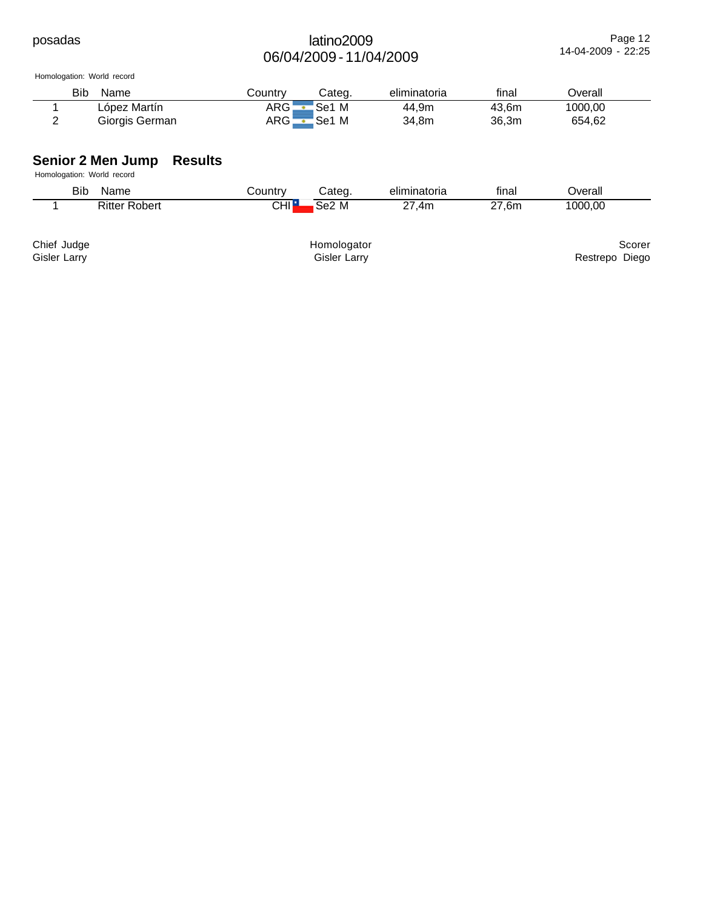Homologation: World record

| | Bib | Name | Country | Categ. | eliminatoria | final | Overall |
|---|---|---|---|---|---|---|---|
| 1 | | López Martín | ARG | Se1 M | 44,9m | 43,6m | 1000,00 |
| 2 | | Giorgis German | ARG | Se1 M | 34,8m | 36,3m | 654,62 |

## Senior 2 Men Jump **Results**

Homologation: World record

| | Bib | Name | Country | Categ. | eliminatoria | final | Overall |
|---|---|---|---|---|---|---|---|
| 1 | | Ritter Robert | CHI | Se2 M | 27,4m | 27,6m | 1000,00 |

Chief Judge
Gisler Larry

Homologator
Gisler Larry

Scorer
Restrepo Diego